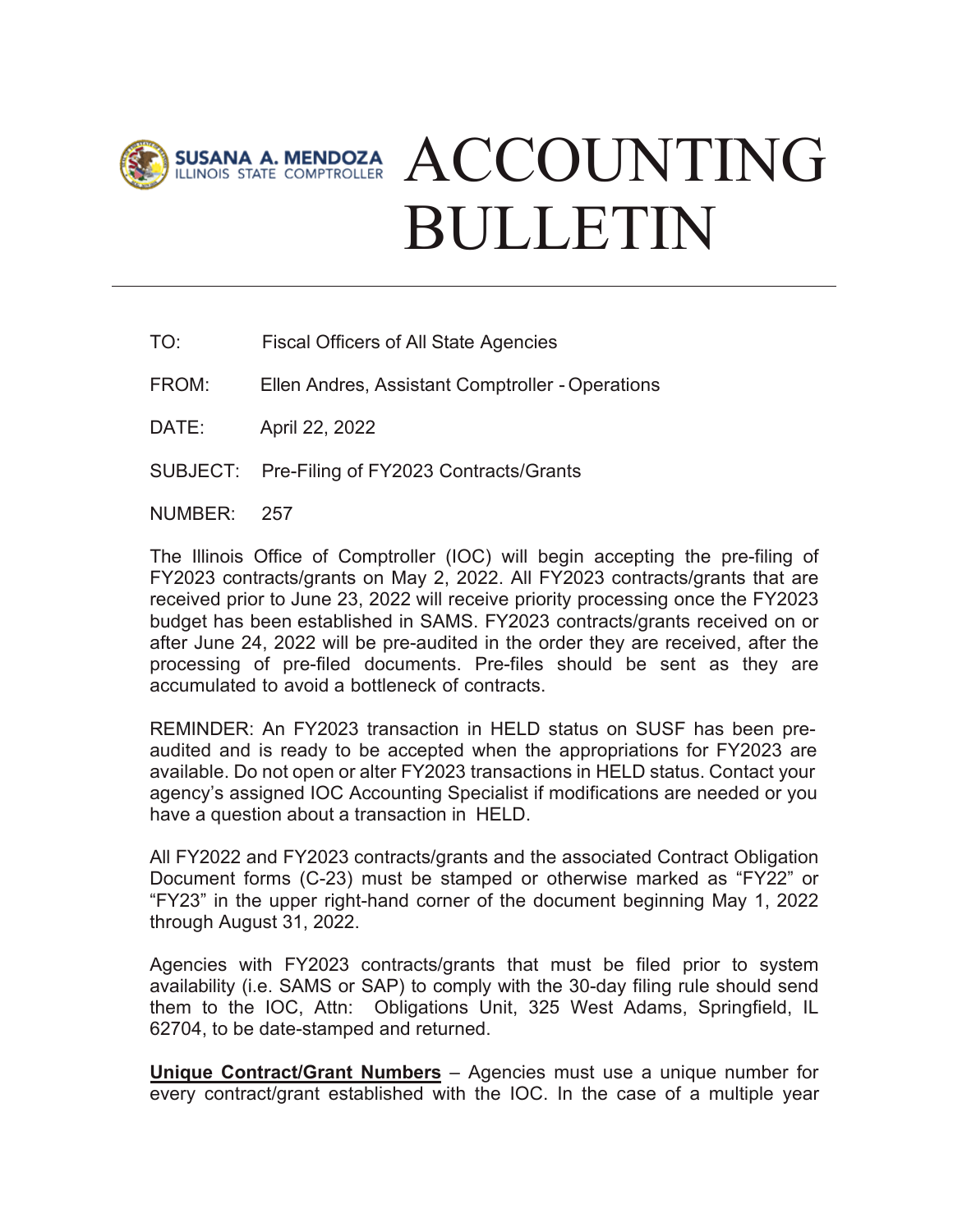SUSANA A. MENDOZA
ILLINOIS STATE COMPTROLLER

# ACCOUNTING BULLETIN

TO: Fiscal Officers of All State Agencies

FROM: Ellen Andres, Assistant Comptroller - Operations

DATE: April 22, 2022

SUBJECT: Pre-Filing of FY2023 Contracts/Grants

NUMBER: 257

The Illinois Office of Comptroller (IOC) will begin accepting the pre-filing of FY2023 contracts/grants on May 2, 2022. All FY2023 contracts/grants that are received prior to June 23, 2022 will receive priority processing once the FY2023 budget has been established in SAMS. FY2023 contracts/grants received on or after June 24, 2022 will be pre-audited in the order they are received, after the processing of pre-filed documents. Pre-files should be sent as they are accumulated to avoid a bottleneck of contracts.

REMINDER: An FY2023 transaction in HELD status on SUSF has been pre-audited and is ready to be accepted when the appropriations for FY2023 are available. Do not open or alter FY2023 transactions in HELD status. Contact your agency's assigned IOC Accounting Specialist if modifications are needed or you have a question about a transaction in HELD.

All FY2022 and FY2023 contracts/grants and the associated Contract Obligation Document forms (C-23) must be stamped or otherwise marked as "FY22" or "FY23" in the upper right-hand corner of the document beginning May 1, 2022 through August 31, 2022.

Agencies with FY2023 contracts/grants that must be filed prior to system availability (i.e. SAMS or SAP) to comply with the 30-day filing rule should send them to the IOC, Attn: Obligations Unit, 325 West Adams, Springfield, IL 62704, to be date-stamped and returned.

**Unique Contract/Grant Numbers** – Agencies must use a unique number for every contract/grant established with the IOC. In the case of a multiple year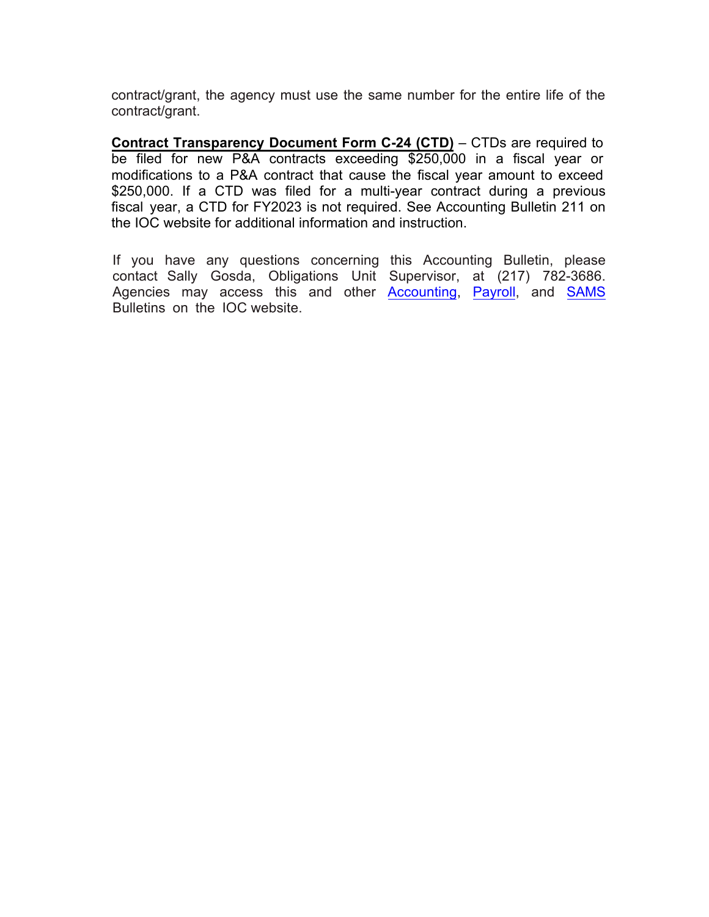contract/grant, the agency must use the same number for the entire life of the contract/grant.

**Contract Transparency Document Form C-24 (CTD)** – CTDs are required to be filed for new P&A contracts exceeding $250,000 in a fiscal year or modifications to a P&A contract that cause the fiscal year amount to exceed $250,000. If a CTD was filed for a multi-year contract during a previous fiscal year, a CTD for FY2023 is not required. See Accounting Bulletin 211 on the IOC website for additional information and instruction.

If you have any questions concerning this Accounting Bulletin, please contact Sally Gosda, Obligations Unit Supervisor, at (217) 782-3686. Agencies may access this and other Accounting, Payroll, and SAMS Bulletins on the IOC website.